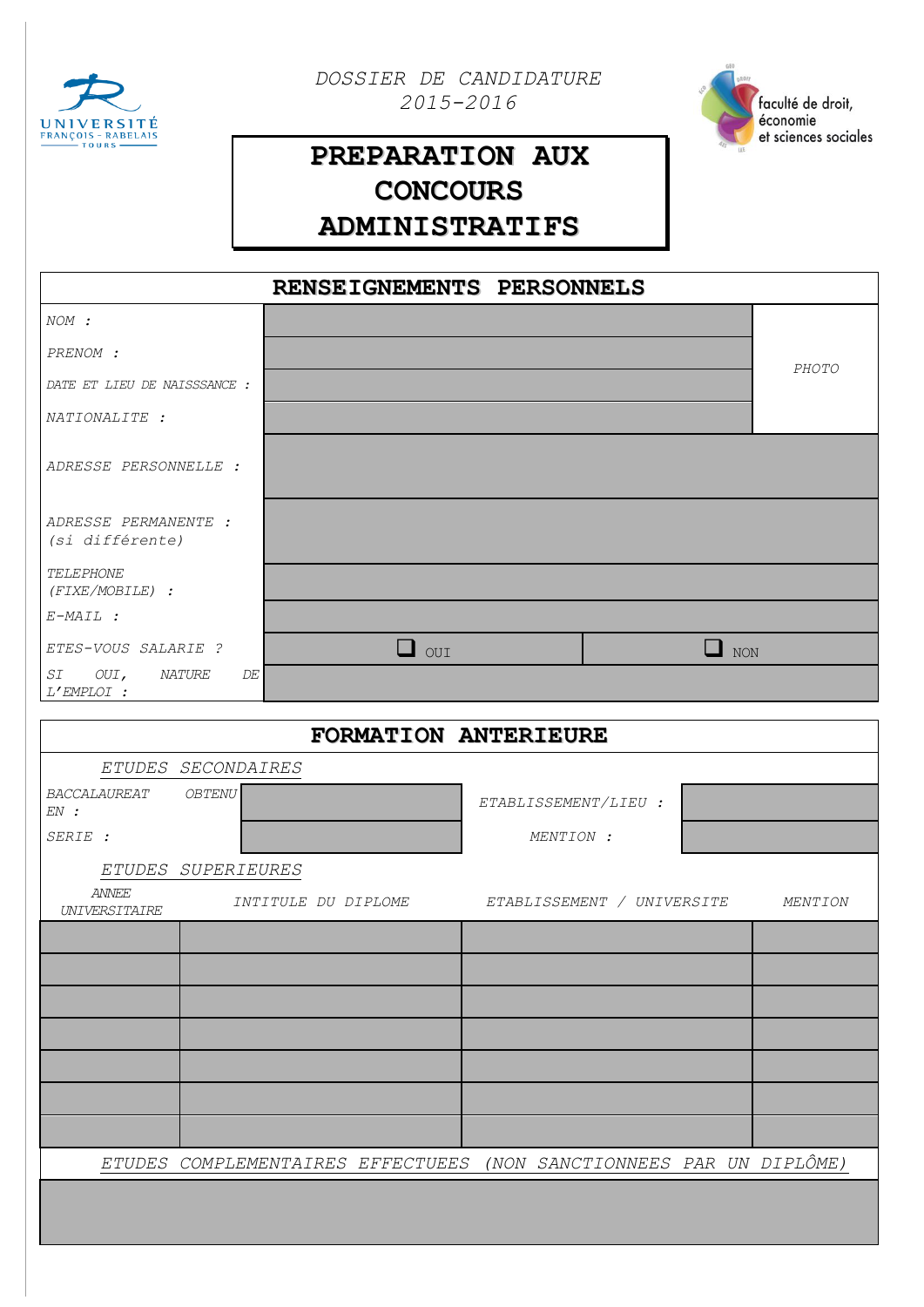UNIVERSITÉ FRANÇOIS - RABELAIS TOURS

*DOSSIER DE CANDIDATURE*
*2015-2016*

faculté de droit, économie et sciences sociales

# PREPARATION AUX CONCOURS ADMINISTRATIFS

## RENSEIGNEMENTS PERSONNELS

| | | |
|---|---|---|
| *NOM :* | | *PHOTO* |
| *PRENOM :* | | |
| *DATE ET LIEU DE NAISSSANCE :* | | |
| *NATIONALITE :* | | |
| *ADRESSE PERSONNELLE :* | | |
| *ADRESSE PERMANENTE : (si différente)* | | |
| *TELEPHONE (FIXE/MOBILE) :* | | |
| *E-MAIL :* | | |
| *ETES-VOUS SALARIE ?* | ❑ OUI | ❑ NON |
| *SI OUI, NATURE DE L'EMPLOI :* | | |

## FORMATION ANTERIEURE

*ETUDES SECONDAIRES*

| | | | |
|---|---|---|---|
| *BACCALAUREAT OBTENU EN :* | | *ETABLISSEMENT/LIEU :* | |
| *SERIE :* | | *MENTION :* | |

*ETUDES SUPERIEURES*

| *ANNEE UNIVERSITAIRE* | *INTITULE DU DIPLOME* | *ETABLISSEMENT / UNIVERSITE* | *MENTION* |
|---|---|---|---|
| | | | |
| | | | |
| | | | |
| | | | |
| | | | |
| | | | |
| | | | |

*ETUDES COMPLEMENTAIRES EFFECTUEES (NON SANCTIONNEES PAR UN DIPLÔME)*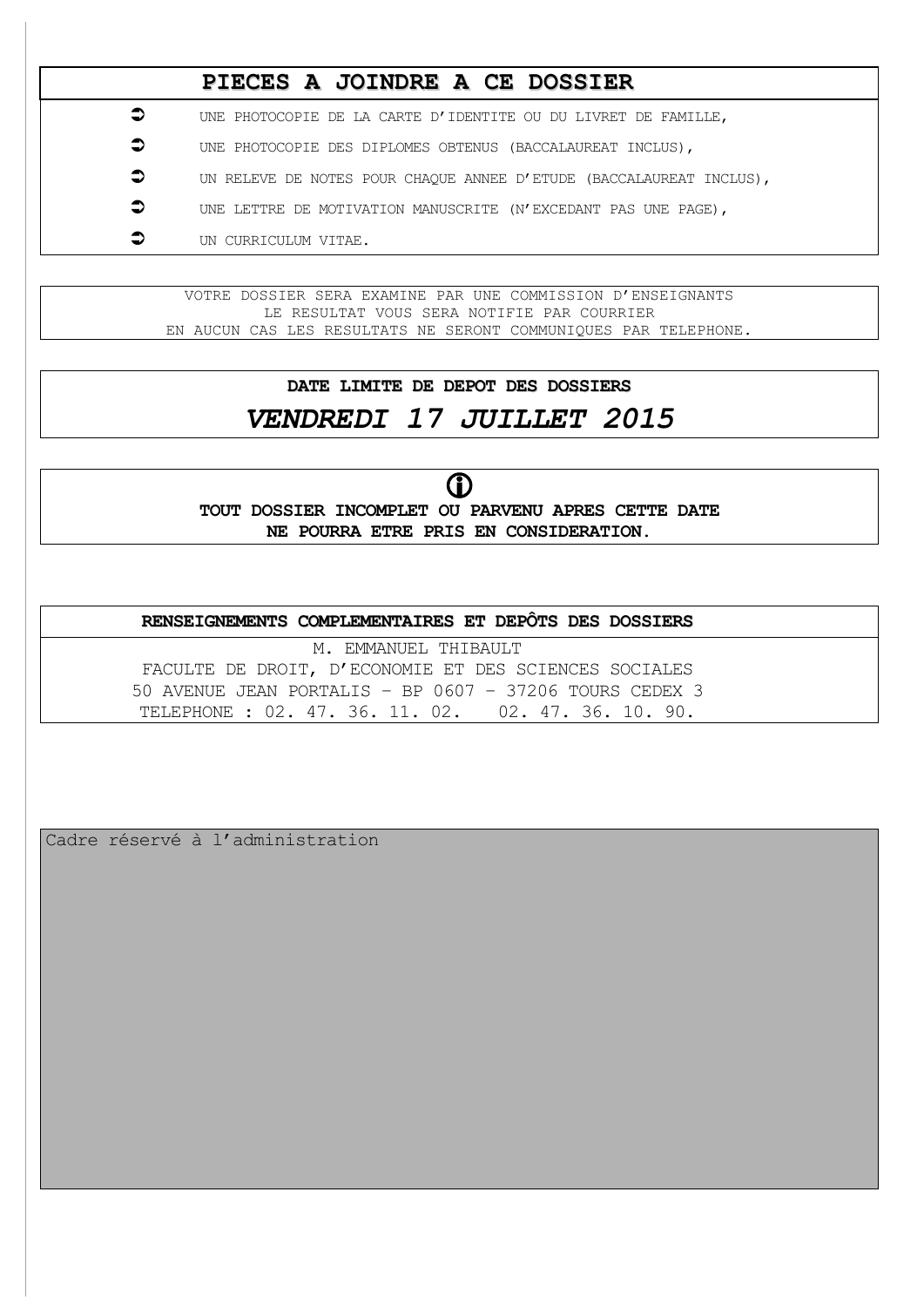## PIECES A JOINDRE A CE DOSSIER

- UNE PHOTOCOPIE DE LA CARTE D'IDENTITE OU DU LIVRET DE FAMILLE,
- UNE PHOTOCOPIE DES DIPLOMES OBTENUS (BACCALAUREAT INCLUS),
- UN RELEVE DE NOTES POUR CHAQUE ANNEE D'ETUDE (BACCALAUREAT INCLUS),
- UNE LETTRE DE MOTIVATION MANUSCRITE (N'EXCEDANT PAS UNE PAGE),
- UN CURRICULUM VITAE.

VOTRE DOSSIER SERA EXAMINE PAR UNE COMMISSION D'ENSEIGNANTS
LE RESULTAT VOUS SERA NOTIFIE PAR COURRIER
EN AUCUN CAS LES RESULTATS NE SERONT COMMUNIQUES PAR TELEPHONE.

**DATE LIMITE DE DEPOT DES DOSSIERS**

***VENDREDI 17 JUILLET 2015***

**TOUT DOSSIER INCOMPLET OU PARVENU APRES CETTE DATE NE POURRA ETRE PRIS EN CONSIDERATION.**

**RENSEIGNEMENTS COMPLEMENTAIRES ET DEPÔTS DES DOSSIERS**

M. EMMANUEL THIBAULT
FACULTE DE DROIT, D'ECONOMIE ET DES SCIENCES SOCIALES
50 AVENUE JEAN PORTALIS – BP 0607 – 37206 TOURS CEDEX 3
TELEPHONE : 02. 47. 36. 11. 02.  02. 47. 36. 10. 90.

Cadre réservé à l'administration